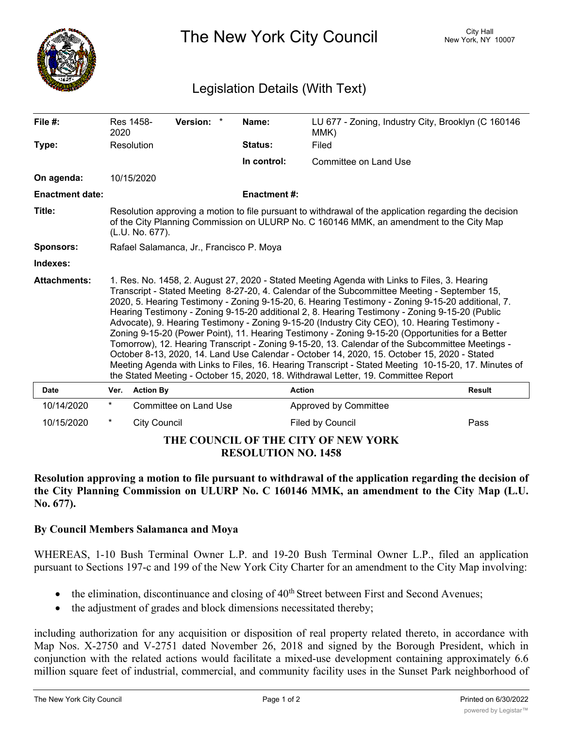# The New York City Council

City Hall
New York, NY 10007

## Legislation Details (With Text)

| | | | |
|---|---|---|---|
| **File #:** | Res 1458-2020 **Version:** * | **Name:** | LU 677 - Zoning, Industry City, Brooklyn (C 160146 MMK) |
| **Type:** | Resolution | **Status:** | Filed |
| | | **In control:** | Committee on Land Use |
| **On agenda:** | 10/15/2020 | | |
| **Enactment date:** | | **Enactment #:** | |

**Title:** Resolution approving a motion to file pursuant to withdrawal of the application regarding the decision of the City Planning Commission on ULURP No. C 160146 MMK, an amendment to the City Map (L.U. No. 677).

**Sponsors:** Rafael Salamanca, Jr., Francisco P. Moya

**Indexes:**

**Attachments:** 1. Res. No. 1458, 2. August 27, 2020 - Stated Meeting Agenda with Links to Files, 3. Hearing Transcript - Stated Meeting 8-27-20, 4. Calendar of the Subcommittee Meeting - September 15, 2020, 5. Hearing Testimony - Zoning 9-15-20, 6. Hearing Testimony - Zoning 9-15-20 additional, 7. Hearing Testimony - Zoning 9-15-20 additional 2, 8. Hearing Testimony - Zoning 9-15-20 (Public Advocate), 9. Hearing Testimony - Zoning 9-15-20 (Industry City CEO), 10. Hearing Testimony - Zoning 9-15-20 (Power Point), 11. Hearing Testimony - Zoning 9-15-20 (Opportunities for a Better Tomorrow), 12. Hearing Transcript - Zoning 9-15-20, 13. Calendar of the Subcommittee Meetings - October 8-13, 2020, 14. Land Use Calendar - October 14, 2020, 15. October 15, 2020 - Stated Meeting Agenda with Links to Files, 16. Hearing Transcript - Stated Meeting 10-15-20, 17. Minutes of the Stated Meeting - October 15, 2020, 18. Withdrawal Letter, 19. Committee Report

| Date | Ver. | Action By | Action | Result |
|---|---|---|---|---|
| 10/14/2020 | * | Committee on Land Use | Approved by Committee | |
| 10/15/2020 | * | City Council | Filed by Council | Pass |

**THE COUNCIL OF THE CITY OF NEW YORK**
**RESOLUTION NO. 1458**

**Resolution approving a motion to file pursuant to withdrawal of the application regarding the decision of the City Planning Commission on ULURP No. C 160146 MMK, an amendment to the City Map (L.U. No. 677).**

**By Council Members Salamanca and Moya**

WHEREAS, 1-10 Bush Terminal Owner L.P. and 19-20 Bush Terminal Owner L.P., filed an application pursuant to Sections 197-c and 199 of the New York City Charter for an amendment to the City Map involving:

- the elimination, discontinuance and closing of 40th Street between First and Second Avenues;
- the adjustment of grades and block dimensions necessitated thereby;

including authorization for any acquisition or disposition of real property related thereto, in accordance with Map Nos. X-2750 and V-2751 dated November 26, 2018 and signed by the Borough President, which in conjunction with the related actions would facilitate a mixed-use development containing approximately 6.6 million square feet of industrial, commercial, and community facility uses in the Sunset Park neighborhood of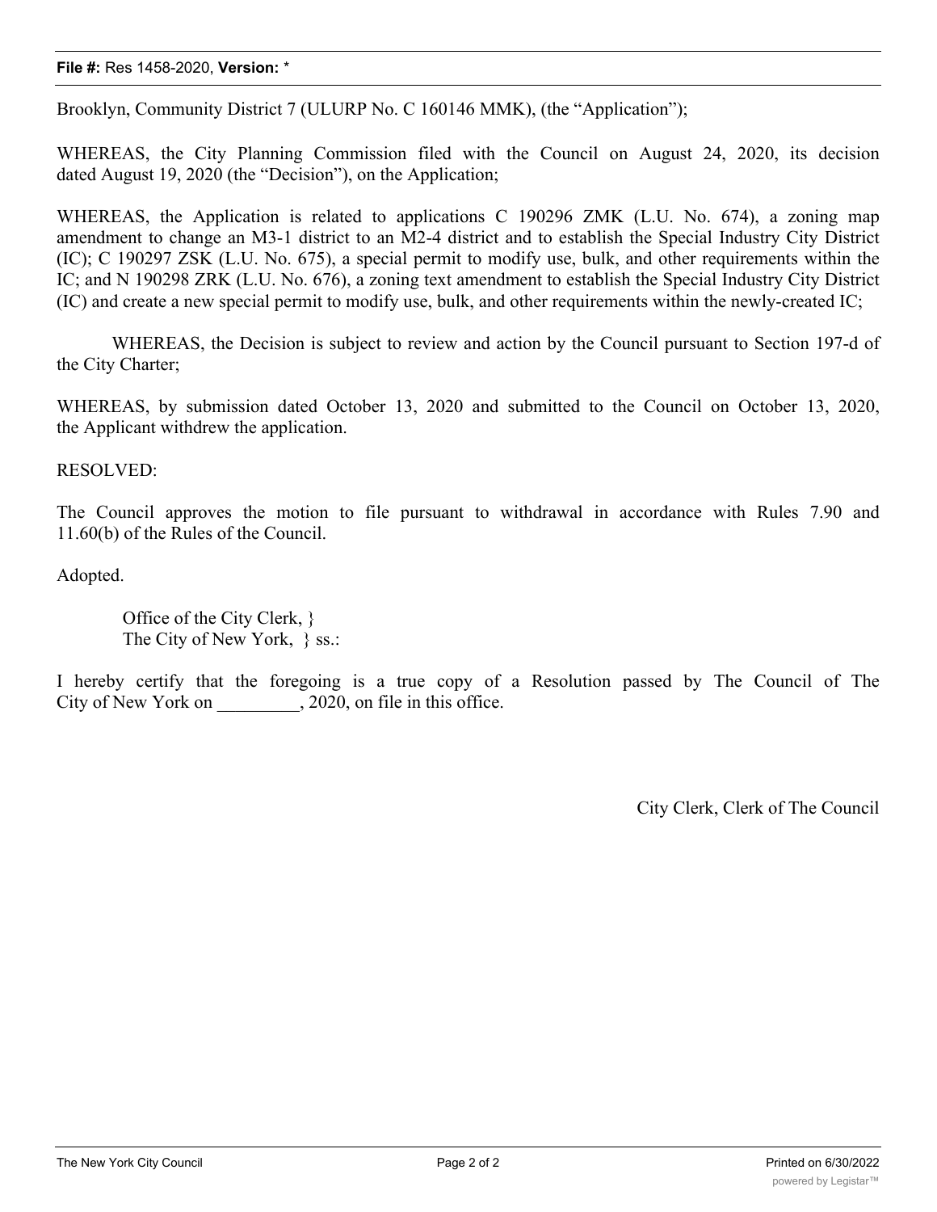Brooklyn, Community District 7 (ULURP No. C 160146 MMK), (the "Application");

WHEREAS, the City Planning Commission filed with the Council on August 24, 2020, its decision dated August 19, 2020 (the "Decision"), on the Application;

WHEREAS, the Application is related to applications C 190296 ZMK (L.U. No. 674), a zoning map amendment to change an M3-1 district to an M2-4 district and to establish the Special Industry City District (IC); C 190297 ZSK (L.U. No. 675), a special permit to modify use, bulk, and other requirements within the IC; and N 190298 ZRK (L.U. No. 676), a zoning text amendment to establish the Special Industry City District (IC) and create a new special permit to modify use, bulk, and other requirements within the newly-created IC;

WHEREAS, the Decision is subject to review and action by the Council pursuant to Section 197-d of the City Charter;

WHEREAS, by submission dated October 13, 2020 and submitted to the Council on October 13, 2020, the Applicant withdrew the application.

RESOLVED:

The Council approves the motion to file pursuant to withdrawal in accordance with Rules 7.90 and 11.60(b) of the Rules of the Council.

Adopted.

Office of the City Clerk, }
The City of New York, } ss.:

I hereby certify that the foregoing is a true copy of a Resolution passed by The Council of The City of New York on _________, 2020, on file in this office.

City Clerk, Clerk of The Council